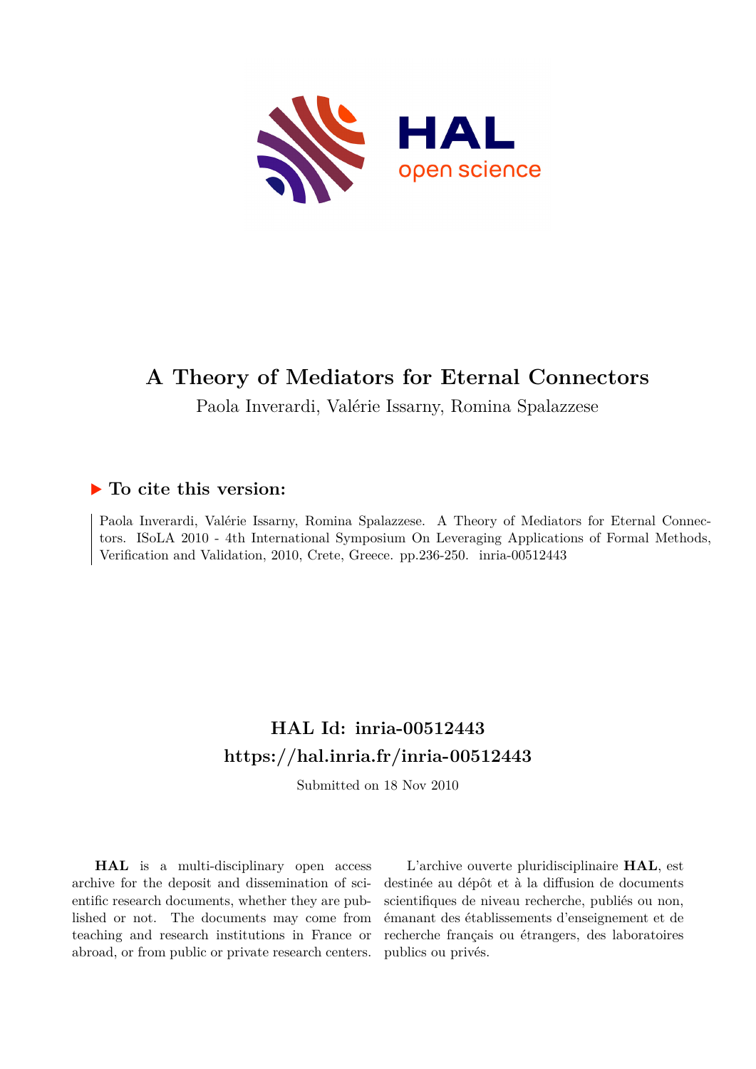# A Theory of Mediators for Eternal Connectors

Paola Inverardi, Valérie Issarny, Romina Spalazzese

## ▶ To cite this version:

Paola Inverardi, Valérie Issarny, Romina Spalazzese. A Theory of Mediators for Eternal Connectors. ISoLA 2010 - 4th International Symposium On Leveraging Applications of Formal Methods, Verification and Validation, 2010, Crete, Greece. pp.236-250. inria-00512443

## HAL Id: inria-00512443
## https://hal.inria.fr/inria-00512443

Submitted on 18 Nov 2010

**HAL** is a multi-disciplinary open access archive for the deposit and dissemination of scientific research documents, whether they are published or not. The documents may come from teaching and research institutions in France or abroad, or from public or private research centers.

L'archive ouverte pluridisciplinaire **HAL**, est destinée au dépôt et à la diffusion de documents scientifiques de niveau recherche, publiés ou non, émanant des établissements d'enseignement et de recherche français ou étrangers, des laboratoires publics ou privés.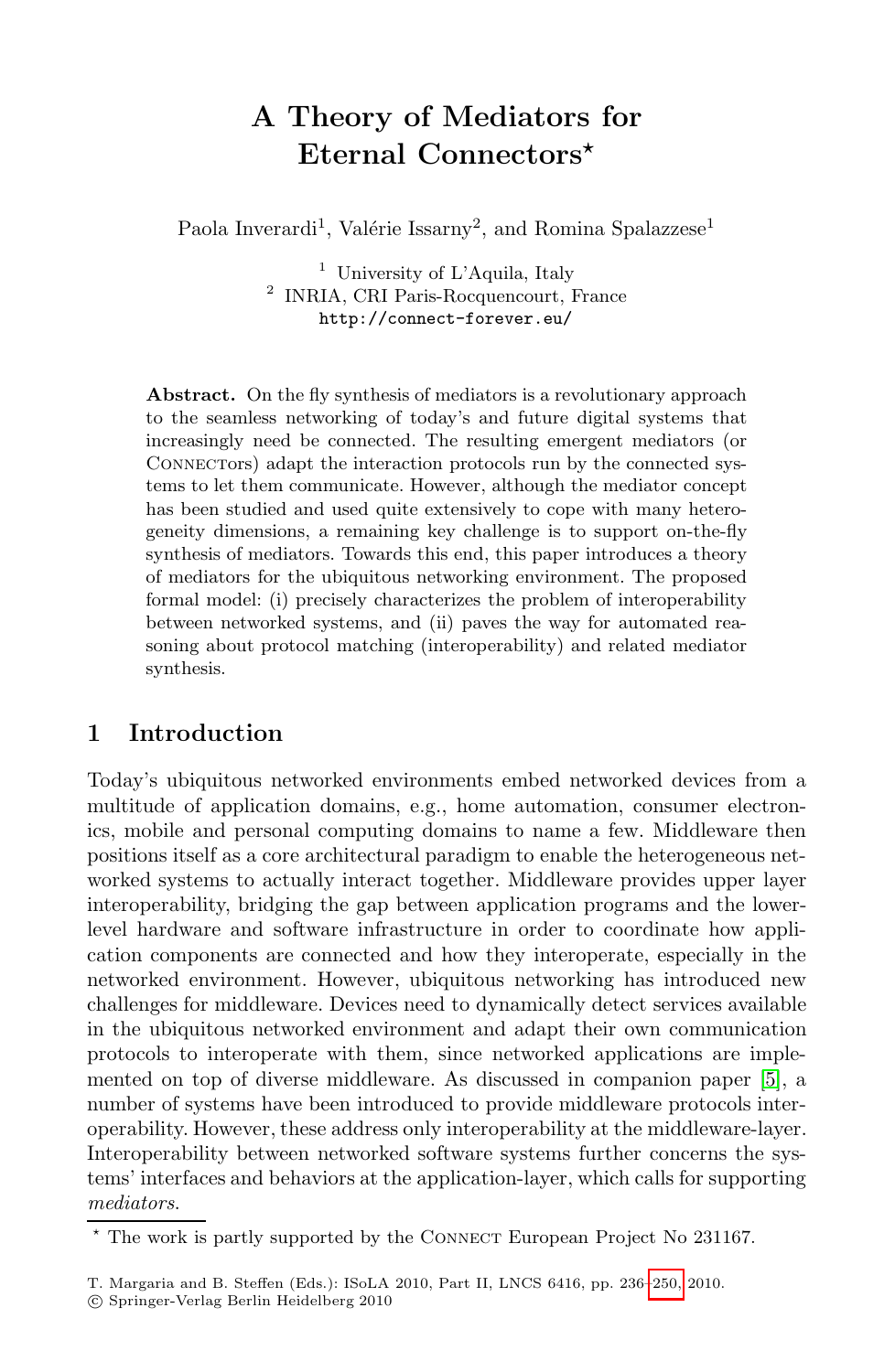# A Theory of Mediators for Eternal Connectors*

Paola Inverardi[1], Valérie Issarny[2], and Romina Spalazzese[1]

[1] University of L'Aquila, Italy
[2] INRIA, CRI Paris-Rocquencourt, France
http://connect-forever.eu/

**Abstract.** On the fly synthesis of mediators is a revolutionary approach to the seamless networking of today's and future digital systems that increasingly need be connected. The resulting emergent mediators (or CONNECTors) adapt the interaction protocols run by the connected systems to let them communicate. However, although the mediator concept has been studied and used quite extensively to cope with many heterogeneity dimensions, a remaining key challenge is to support on-the-fly synthesis of mediators. Towards this end, this paper introduces a theory of mediators for the ubiquitous networking environment. The proposed formal model: (i) precisely characterizes the problem of interoperability between networked systems, and (ii) paves the way for automated reasoning about protocol matching (interoperability) and related mediator synthesis.

## 1 Introduction

Today's ubiquitous networked environments embed networked devices from a multitude of application domains, e.g., home automation, consumer electronics, mobile and personal computing domains to name a few. Middleware then positions itself as a core architectural paradigm to enable the heterogeneous networked systems to actually interact together. Middleware provides upper layer interoperability, bridging the gap between application programs and the lower-level hardware and software infrastructure in order to coordinate how application components are connected and how they interoperate, especially in the networked environment. However, ubiquitous networking has introduced new challenges for middleware. Devices need to dynamically detect services available in the ubiquitous networked environment and adapt their own communication protocols to interoperate with them, since networked applications are implemented on top of diverse middleware. As discussed in companion paper [5], a number of systems have been introduced to provide middleware protocols interoperability. However, these address only interoperability at the middleware-layer. Interoperability between networked software systems further concerns the systems' interfaces and behaviors at the application-layer, which calls for supporting *mediators.*

* The work is partly supported by the CONNECT European Project No 231167.

T. Margaria and B. Steffen (Eds.): ISoLA 2010, Part II, LNCS 6416, pp. 236–250, 2010.
© Springer-Verlag Berlin Heidelberg 2010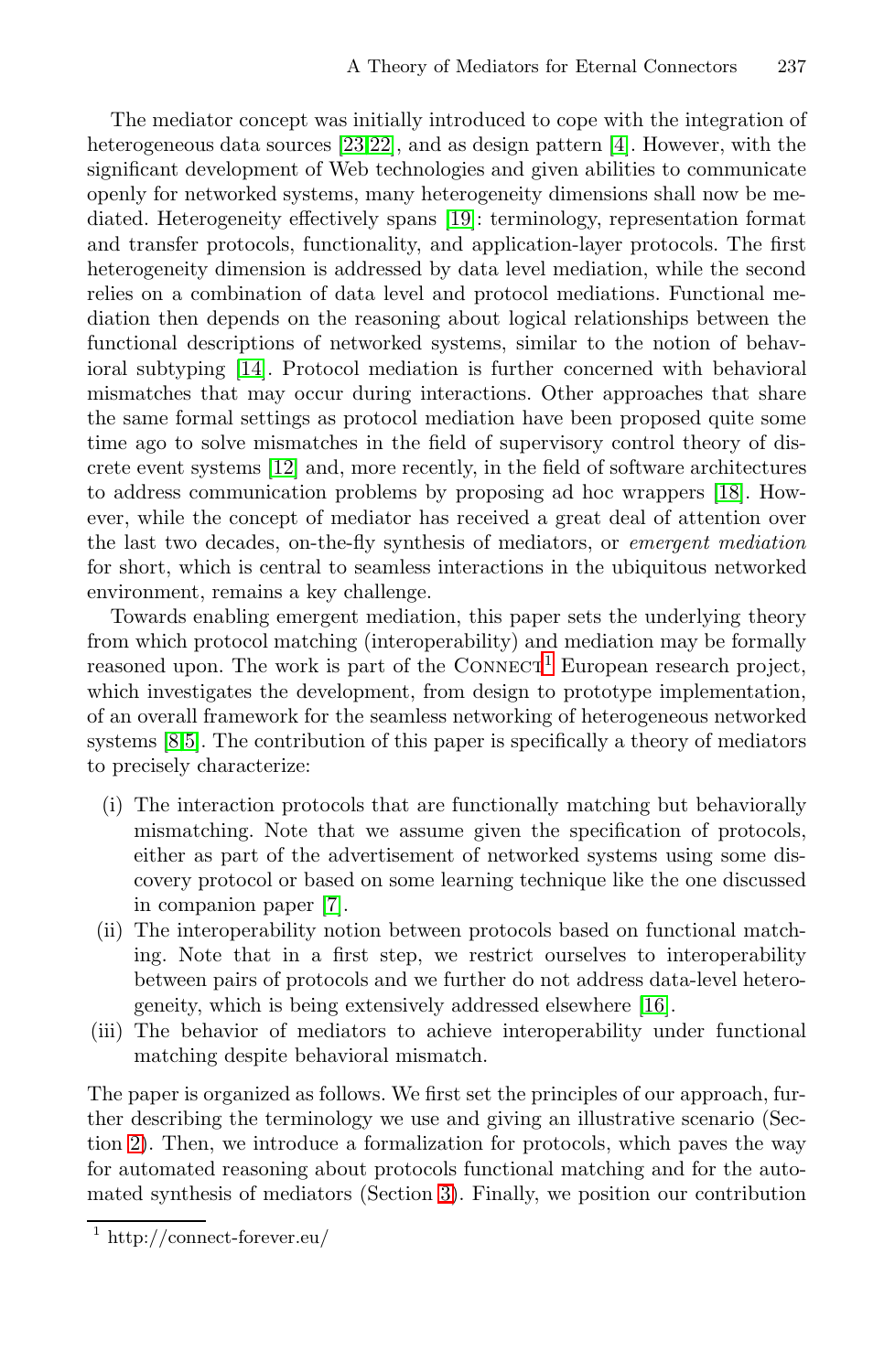The mediator concept was initially introduced to cope with the integration of heterogeneous data sources [23,22], and as design pattern [4]. However, with the significant development of Web technologies and given abilities to communicate openly for networked systems, many heterogeneity dimensions shall now be mediated. Heterogeneity effectively spans [19]: terminology, representation format and transfer protocols, functionality, and application-layer protocols. The first heterogeneity dimension is addressed by data level mediation, while the second relies on a combination of data level and protocol mediations. Functional mediation then depends on the reasoning about logical relationships between the functional descriptions of networked systems, similar to the notion of behavioral subtyping [14]. Protocol mediation is further concerned with behavioral mismatches that may occur during interactions. Other approaches that share the same formal settings as protocol mediation have been proposed quite some time ago to solve mismatches in the field of supervisory control theory of discrete event systems [12] and, more recently, in the field of software architectures to address communication problems by proposing ad hoc wrappers [18]. However, while the concept of mediator has received a great deal of attention over the last two decades, on-the-fly synthesis of mediators, or *emergent mediation* for short, which is central to seamless interactions in the ubiquitous networked environment, remains a key challenge.

Towards enabling emergent mediation, this paper sets the underlying theory from which protocol matching (interoperability) and mediation may be formally reasoned upon. The work is part of the CONNECT[1] European research project, which investigates the development, from design to prototype implementation, of an overall framework for the seamless networking of heterogeneous networked systems [8,5]. The contribution of this paper is specifically a theory of mediators to precisely characterize:

(i) The interaction protocols that are functionally matching but behaviorally mismatching. Note that we assume given the specification of protocols, either as part of the advertisement of networked systems using some discovery protocol or based on some learning technique like the one discussed in companion paper [7].

(ii) The interoperability notion between protocols based on functional matching. Note that in a first step, we restrict ourselves to interoperability between pairs of protocols and we further do not address data-level heterogeneity, which is being extensively addressed elsewhere [16].

(iii) The behavior of mediators to achieve interoperability under functional matching despite behavioral mismatch.

The paper is organized as follows. We first set the principles of our approach, further describing the terminology we use and giving an illustrative scenario (Section 2). Then, we introduce a formalization for protocols, which paves the way for automated reasoning about protocols functional matching and for the automated synthesis of mediators (Section 3). Finally, we position our contribution

[1] http://connect-forever.eu/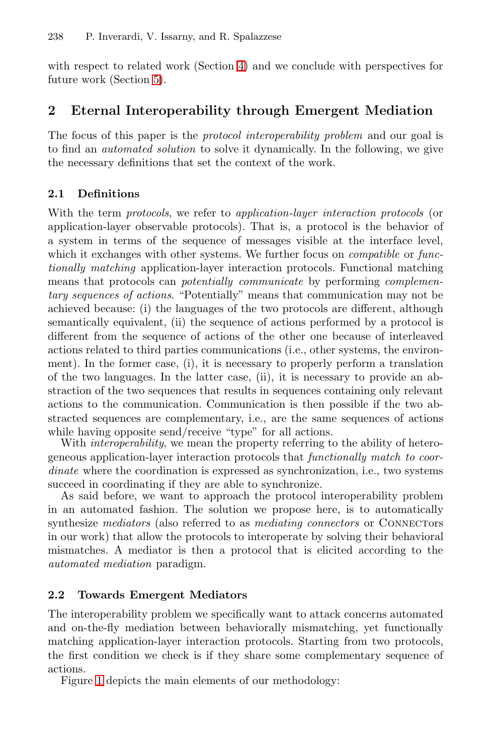with respect to related work (Section 4) and we conclude with perspectives for future work (Section 5).

## 2 Eternal Interoperability through Emergent Mediation

The focus of this paper is the *protocol interoperability problem* and our goal is to find an *automated solution* to solve it dynamically. In the following, we give the necessary definitions that set the context of the work.

### 2.1 Definitions

With the term *protocols*, we refer to *application-layer interaction protocols* (or application-layer observable protocols). That is, a protocol is the behavior of a system in terms of the sequence of messages visible at the interface level, which it exchanges with other systems. We further focus on *compatible* or *functionally matching* application-layer interaction protocols. Functional matching means that protocols can *potentially communicate* by performing *complementary sequences of actions*. "Potentially" means that communication may not be achieved because: (i) the languages of the two protocols are different, although semantically equivalent, (ii) the sequence of actions performed by a protocol is different from the sequence of actions of the other one because of interleaved actions related to third parties communications (i.e., other systems, the environment). In the former case, (i), it is necessary to properly perform a translation of the two languages. In the latter case, (ii), it is necessary to provide an abstraction of the two sequences that results in sequences containing only relevant actions to the communication. Communication is then possible if the two abstracted sequences are complementary, i.e., are the same sequences of actions while having opposite send/receive "type" for all actions.

With *interoperability*, we mean the property referring to the ability of heterogeneous application-layer interaction protocols that *functionally match to coordinate* where the coordination is expressed as synchronization, i.e., two systems succeed in coordinating if they are able to synchronize.

As said before, we want to approach the protocol interoperability problem in an automated fashion. The solution we propose here, is to automatically synthesize *mediators* (also referred to as *mediating connectors* or CONNECTors in our work) that allow the protocols to interoperate by solving their behavioral mismatches. A mediator is then a protocol that is elicited according to the *automated mediation* paradigm.

### 2.2 Towards Emergent Mediators

The interoperability problem we specifically want to attack concerns automated and on-the-fly mediation between behaviorally mismatching, yet functionally matching application-layer interaction protocols. Starting from two protocols, the first condition we check is if they share some complementary sequence of actions.

Figure 1 depicts the main elements of our methodology: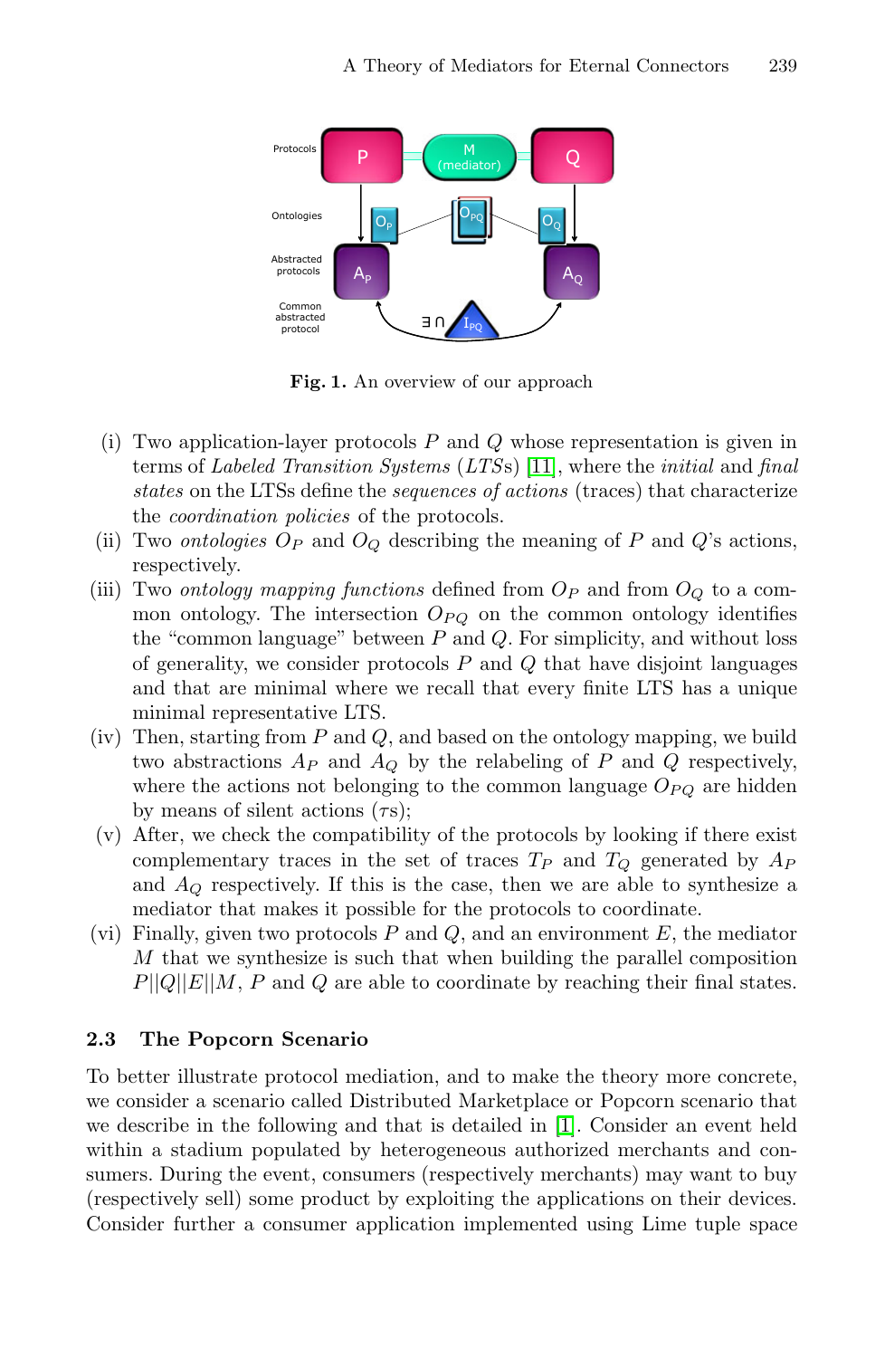**Fig. 1.** An overview of our approach

(i) Two application-layer protocols $P$ and $Q$ whose representation is given in terms of *Labeled Transition Systems* (*LTSs*) [11], where the *initial* and *final states* on the LTSs define the *sequences of actions* (traces) that characterize the *coordination policies* of the protocols.

(ii) Two *ontologies* $O_P$ and $O_Q$ describing the meaning of $P$ and $Q$'s actions, respectively.

(iii) Two *ontology mapping functions* defined from $O_P$ and from $O_Q$ to a common ontology. The intersection $O_{PQ}$ on the common ontology identifies the "common language" between $P$ and $Q$. For simplicity, and without loss of generality, we consider protocols $P$ and $Q$ that have disjoint languages and that are minimal where we recall that every finite LTS has a unique minimal representative LTS.

(iv) Then, starting from $P$ and $Q$, and based on the ontology mapping, we build two abstractions $A_P$ and $A_Q$ by the relabeling of $P$ and $Q$ respectively, where the actions not belonging to the common language $O_{PQ}$ are hidden by means of silent actions ($\tau$s);

(v) After, we check the compatibility of the protocols by looking if there exist complementary traces in the set of traces $T_P$ and $T_Q$ generated by $A_P$ and $A_Q$ respectively. If this is the case, then we are able to synthesize a mediator that makes it possible for the protocols to coordinate.

(vi) Finally, given two protocols $P$ and $Q$, and an environment $E$, the mediator $M$ that we synthesize is such that when building the parallel composition $P||Q||E||M$, $P$ and $Q$ are able to coordinate by reaching their final states.

### 2.3 The Popcorn Scenario

To better illustrate protocol mediation, and to make the theory more concrete, we consider a scenario called Distributed Marketplace or Popcorn scenario that we describe in the following and that is detailed in [1]. Consider an event held within a stadium populated by heterogeneous authorized merchants and consumers. During the event, consumers (respectively merchants) may want to buy (respectively sell) some product by exploiting the applications on their devices. Consider further a consumer application implemented using Lime tuple space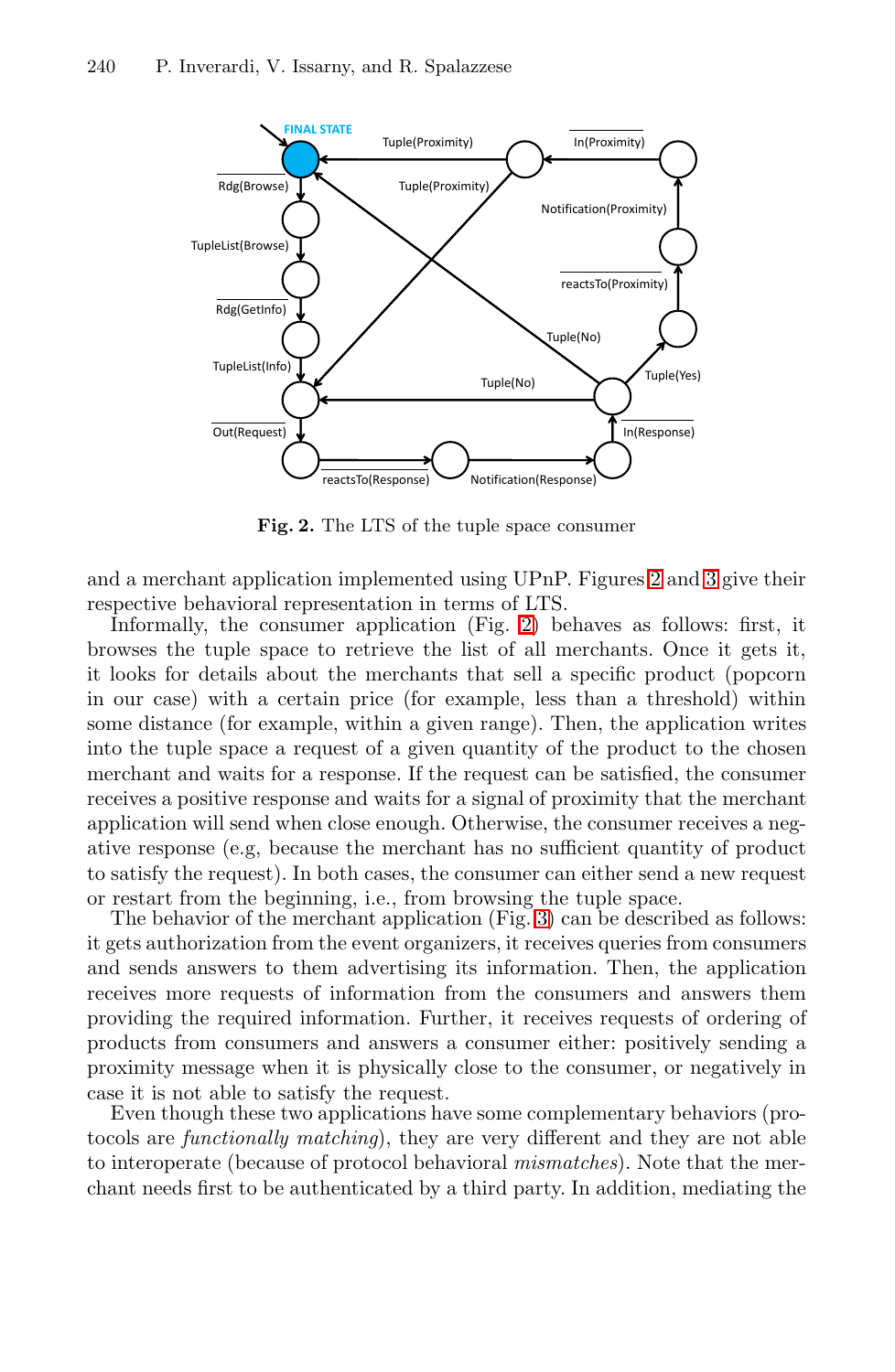FINAL STATE

Tuple(Proximity)

In(Proximity)

Rdg(Browse)

Tuple(Proximity)

Notification(Proximity)

TupleList(Browse)

reactsTo(Proximity)

Rdg(GetInfo)

Tuple(No)

TupleList(Info)

Tuple(No)

Tuple(Yes)

Out(Request)

In(Response)

reactsTo(Response)

Notification(Response)

**Fig. 2.** The LTS of the tuple space consumer

and a merchant application implemented using UPnP. Figures 2 and 3 give their respective behavioral representation in terms of LTS.

Informally, the consumer application (Fig. 2) behaves as follows: first, it browses the tuple space to retrieve the list of all merchants. Once it gets it, it looks for details about the merchants that sell a specific product (popcorn in our case) with a certain price (for example, less than a threshold) within some distance (for example, within a given range). Then, the application writes into the tuple space a request of a given quantity of the product to the chosen merchant and waits for a response. If the request can be satisfied, the consumer receives a positive response and waits for a signal of proximity that the merchant application will send when close enough. Otherwise, the consumer receives a negative response (e.g, because the merchant has no sufficient quantity of product to satisfy the request). In both cases, the consumer can either send a new request or restart from the beginning, i.e., from browsing the tuple space.

The behavior of the merchant application (Fig. 3) can be described as follows: it gets authorization from the event organizers, it receives queries from consumers and sends answers to them advertising its information. Then, the application receives more requests of information from the consumers and answers them providing the required information. Further, it receives requests of ordering of products from consumers and answers a consumer either: positively sending a proximity message when it is physically close to the consumer, or negatively in case it is not able to satisfy the request.

Even though these two applications have some complementary behaviors (protocols are *functionally matching*), they are very different and they are not able to interoperate (because of protocol behavioral *mismatches*). Note that the merchant needs first to be authenticated by a third party. In addition, mediating the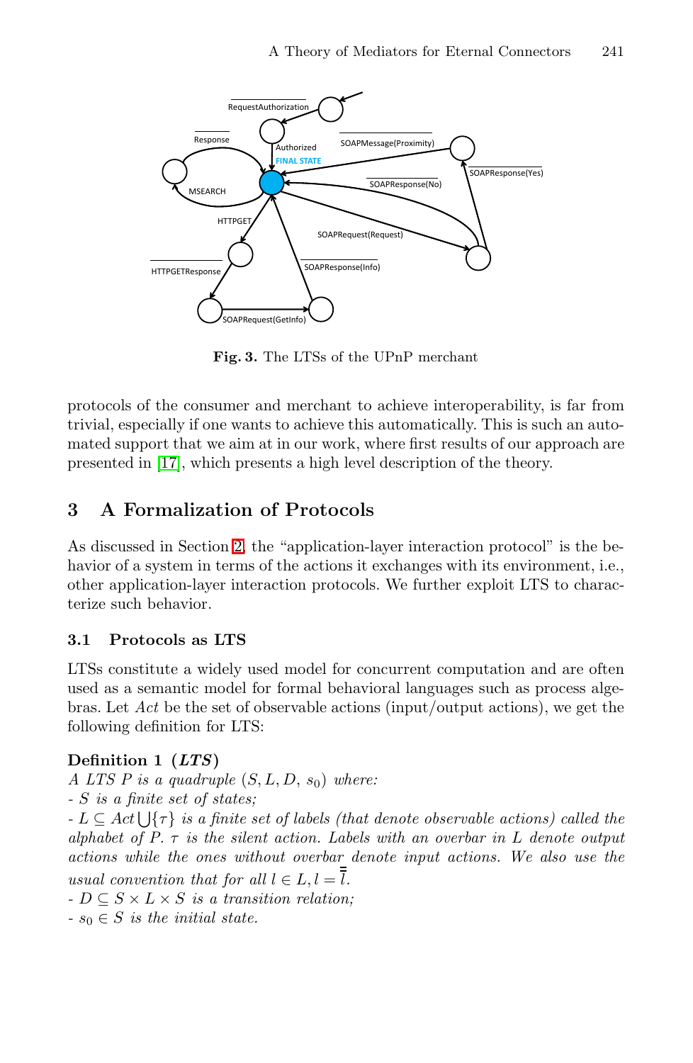**Fig. 3.** The LTSs of the UPnP merchant

protocols of the consumer and merchant to achieve interoperability, is far from trivial, especially if one wants to achieve this automatically. This is such an automated support that we aim at in our work, where first results of our approach are presented in [17], which presents a high level description of the theory.

## 3 A Formalization of Protocols

As discussed in Section 2, the "application-layer interaction protocol" is the behavior of a system in terms of the actions it exchanges with its environment, i.e., other application-layer interaction protocols. We further exploit LTS to characterize such behavior.

### 3.1 Protocols as LTS

LTSs constitute a widely used model for concurrent computation and are often used as a semantic model for formal behavioral languages such as process algebras. Let *Act* be the set of observable actions (input/output actions), we get the following definition for LTS:

**Definition 1 (*LTS*)**
*A LTS P is a quadruple* $(S, L, D, s_0)$ *where:*
*-* $S$ *is a finite set of states;*
*-* $L \subseteq Act \bigcup \{\tau\}$ *is a finite set of labels (that denote observable actions) called the alphabet of P.* $\tau$ *is the silent action. Labels with an overbar in L denote output actions while the ones without overbar denote input actions. We also use the usual convention that for all* $l \in L, l = \overline{\overline{l}}$.
*-* $D \subseteq S \times L \times S$ *is a transition relation;*
*-* $s_0 \in S$ *is the initial state.*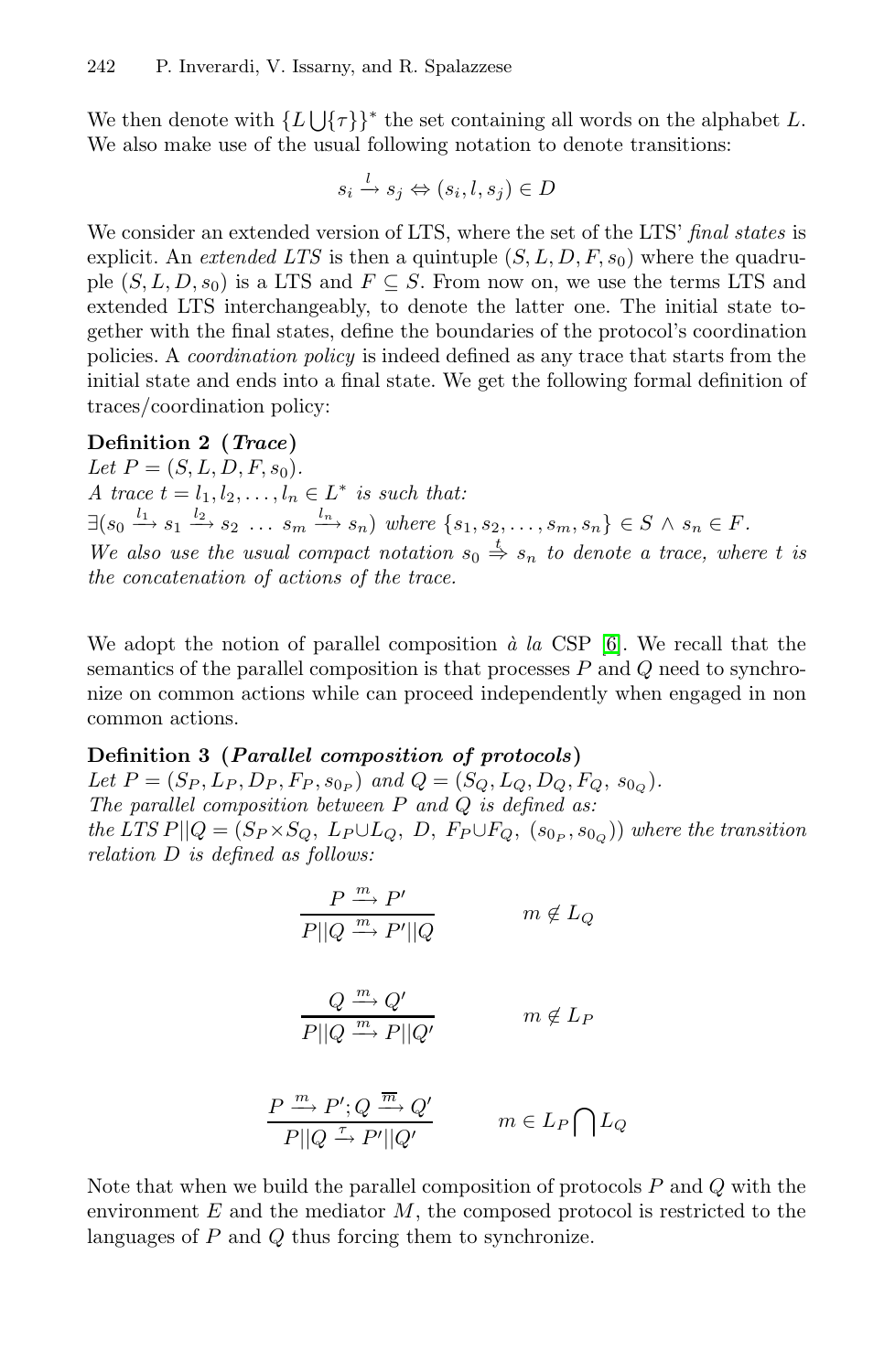We then denote with $\{L \bigcup \{\tau\}\}^*$ the set containing all words on the alphabet $L$. We also make use of the usual following notation to denote transitions:

$$s_i \xrightarrow{l} s_j \Leftrightarrow (s_i, l, s_j) \in D$$

We consider an extended version of LTS, where the set of the LTS' *final states* is explicit. An *extended LTS* is then a quintuple $(S, L, D, F, s_0)$ where the quadruple $(S, L, D, s_0)$ is a LTS and $F \subseteq S$. From now on, we use the terms LTS and extended LTS interchangeably, to denote the latter one. The initial state together with the final states, define the boundaries of the protocol's coordination policies. A *coordination policy* is indeed defined as any trace that starts from the initial state and ends into a final state. We get the following formal definition of traces/coordination policy:

**Definition 2 (*Trace*)**
*Let* $P = (S, L, D, F, s_0)$.
*A trace* $t = l_1, l_2, \ldots, l_n \in L^*$ *is such that:*
$\exists (s_0 \xrightarrow{l_1} s_1 \xrightarrow{l_2} s_2 \ \ldots \ s_m \xrightarrow{l_n} s_n)$ *where* $\{s_1, s_2, \ldots, s_m, s_n\} \in S \wedge s_n \in F$.
*We also use the usual compact notation* $s_0 \overset{t}{\Rightarrow} s_n$ *to denote a trace, where* $t$ *is the concatenation of actions of the trace.*

We adopt the notion of parallel composition *à la* CSP [6]. We recall that the semantics of the parallel composition is that processes $P$ and $Q$ need to synchronize on common actions while can proceed independently when engaged in non common actions.

**Definition 3 (*Parallel composition of protocols*)**
*Let* $P = (S_P, L_P, D_P, F_P, s_{0_P})$ *and* $Q = (S_Q, L_Q, D_Q, F_Q, s_{0_Q})$.
*The parallel composition between* $P$ *and* $Q$ *is defined as:*
*the LTS* $P||Q = (S_P \times S_Q,\ L_P \cup L_Q,\ D,\ F_P \cup F_Q,\ (s_{0_P}, s_{0_Q}))$ *where the transition relation* $D$ *is defined as follows:*

$$\frac{P \xrightarrow{m} P'}{P||Q \xrightarrow{m} P'||Q} \qquad m \notin L_Q$$

$$\frac{Q \xrightarrow{m} Q'}{P||Q \xrightarrow{m} P||Q'} \qquad m \notin L_P$$

$$\frac{P \xrightarrow{m} P'; Q \xrightarrow{\overline{m}} Q'}{P||Q \xrightarrow{\tau} P'||Q'} \qquad m \in L_P \bigcap L_Q$$

Note that when we build the parallel composition of protocols $P$ and $Q$ with the environment $E$ and the mediator $M$, the composed protocol is restricted to the languages of $P$ and $Q$ thus forcing them to synchronize.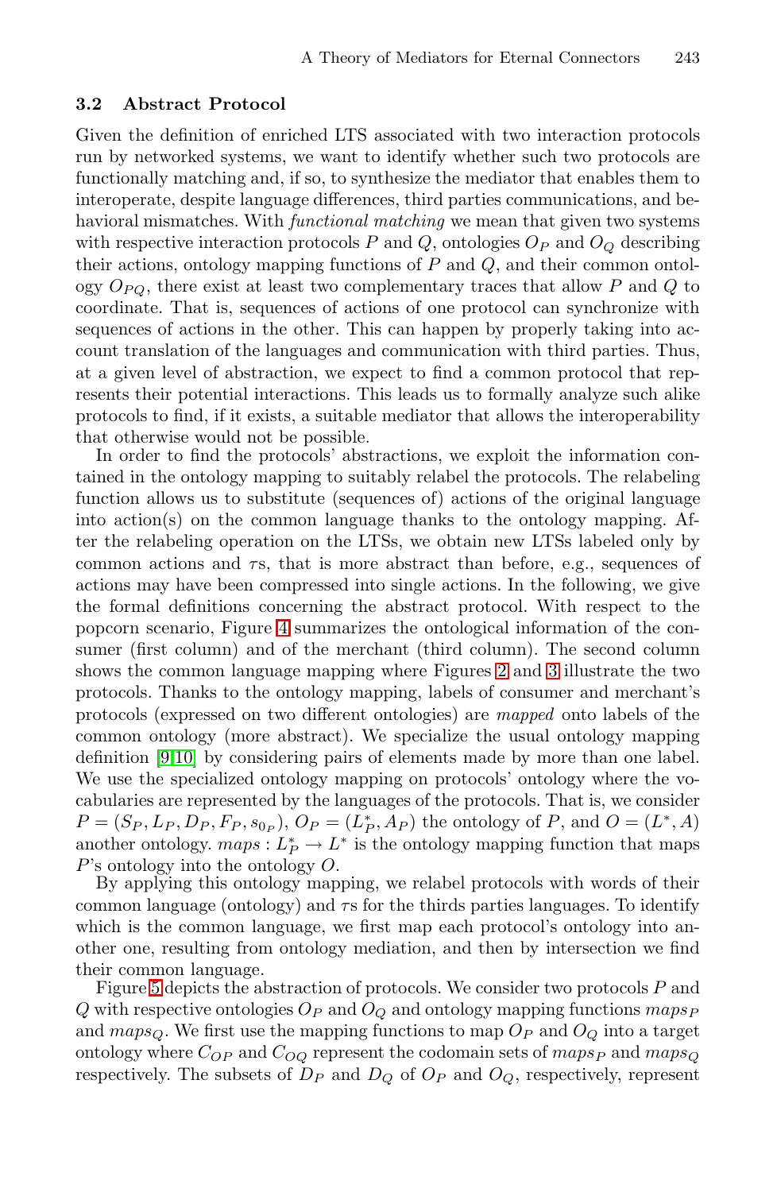### 3.2 Abstract Protocol

Given the definition of enriched LTS associated with two interaction protocols run by networked systems, we want to identify whether such two protocols are functionally matching and, if so, to synthesize the mediator that enables them to interoperate, despite language differences, third parties communications, and behavioral mismatches. With *functional matching* we mean that given two systems with respective interaction protocols $P$ and $Q$, ontologies $O_P$ and $O_Q$ describing their actions, ontology mapping functions of $P$ and $Q$, and their common ontology $O_{PQ}$, there exist at least two complementary traces that allow $P$ and $Q$ to coordinate. That is, sequences of actions of one protocol can synchronize with sequences of actions in the other. This can happen by properly taking into account translation of the languages and communication with third parties. Thus, at a given level of abstraction, we expect to find a common protocol that represents their potential interactions. This leads us to formally analyze such alike protocols to find, if it exists, a suitable mediator that allows the interoperability that otherwise would not be possible.

In order to find the protocols' abstractions, we exploit the information contained in the ontology mapping to suitably relabel the protocols. The relabeling function allows us to substitute (sequences of) actions of the original language into action(s) on the common language thanks to the ontology mapping. After the relabeling operation on the LTSs, we obtain new LTSs labeled only by common actions and $\tau$s, that is more abstract than before, e.g., sequences of actions may have been compressed into single actions. In the following, we give the formal definitions concerning the abstract protocol. With respect to the popcorn scenario, Figure 4 summarizes the ontological information of the consumer (first column) and of the merchant (third column). The second column shows the common language mapping where Figures 2 and 3 illustrate the two protocols. Thanks to the ontology mapping, labels of consumer and merchant's protocols (expressed on two different ontologies) are *mapped* onto labels of the common ontology (more abstract). We specialize the usual ontology mapping definition [9,10] by considering pairs of elements made by more than one label. We use the specialized ontology mapping on protocols' ontology where the vocabularies are represented by the languages of the protocols. That is, we consider $P = (S_P, L_P, D_P, F_P, s_{0_P})$, $O_P = (L_P^*, A_P)$ the ontology of $P$, and $O = (L^*, A)$ another ontology. $maps : L_P^* \rightarrow L^*$ is the ontology mapping function that maps $P$'s ontology into the ontology $O$.

By applying this ontology mapping, we relabel protocols with words of their common language (ontology) and $\tau$s for the thirds parties languages. To identify which is the common language, we first map each protocol's ontology into another one, resulting from ontology mediation, and then by intersection we find their common language.

Figure 5 depicts the abstraction of protocols. We consider two protocols $P$ and $Q$ with respective ontologies $O_P$ and $O_Q$ and ontology mapping functions $maps_P$ and $maps_Q$. We first use the mapping functions to map $O_P$ and $O_Q$ into a target ontology where $C_{OP}$ and $C_{OQ}$ represent the codomain sets of $maps_P$ and $maps_Q$ respectively. The subsets of $D_P$ and $D_Q$ of $O_P$ and $O_Q$, respectively, represent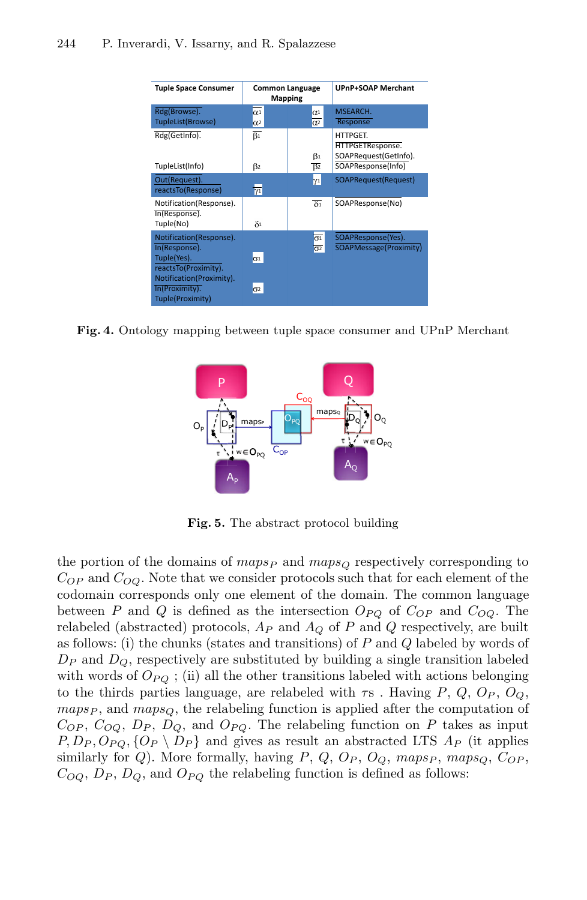| Tuple Space Consumer | Common Language Mapping | | UPnP+SOAP Merchant |
|---|---|---|---|
| $\overline{\text{Rdg(Browse)}}$. TupleList(Browse) | $\overline{\alpha_1}$ $\alpha_2$ | $\alpha_1$ $\overline{\alpha_2}$ | MSEARCH. $\overline{\text{Response}}$ |
| $\overline{\text{Rdg(GetInfo)}}$. TupleList(Info) | $\overline{\beta_1}$ $\beta_2$ | $\beta_1$ $\overline{\beta_2}$ | HTTPGET. $\overline{\text{HTTPGETResponse}}$. SOAPRequest(GetInfo). $\overline{\text{SOAPResponse(Info)}}$ |
| $\overline{\text{Out(Request)}}$. reactsTo(Response) | $\overline{\gamma_1}$ | $\gamma_1$ | SOAPRequest(Request) |
| Notification(Response). $\overline{\text{In(Response)}}$. Tuple(No) | $\delta_1$ | $\overline{\delta_1}$ | $\overline{\text{SOAPResponse(No)}}$ |
| Notification(Response). $\overline{\text{In(Response)}}$. Tuple(Yes). $\overline{\text{reactsTo(Proximity)}}$. Notification(Proximity). $\overline{\text{In(Proximity)}}$. Tuple(Proximity) | $\sigma_1$ $\sigma_2$ | $\overline{\sigma_1}$ $\overline{\sigma_2}$ | $\overline{\text{SOAPResponse(Yes)}}$. $\overline{\text{SOAPMessage(Proximity)}}$ |

**Fig. 4.** Ontology mapping between tuple space consumer and UPnP Merchant

**Fig. 5.** The abstract protocol building

the portion of the domains of $maps_P$ and $maps_Q$ respectively corresponding to $C_{OP}$ and $C_{OQ}$. Note that we consider protocols such that for each element of the codomain corresponds only one element of the domain. The common language between $P$ and $Q$ is defined as the intersection $O_{PQ}$ of $C_{OP}$ and $C_{OQ}$. The relabeled (abstracted) protocols, $A_P$ and $A_Q$ of $P$ and $Q$ respectively, are built as follows: (i) the chunks (states and transitions) of $P$ and $Q$ labeled by words of $D_P$ and $D_Q$, respectively are substituted by building a single transition labeled with words of $O_{PQ}$ ; (ii) all the other transitions labeled with actions belonging to the thirds parties language, are relabeled with $\tau$s . Having $P$, $Q$, $O_P$, $O_Q$, $maps_P$, and $maps_Q$, the relabeling function is applied after the computation of $C_{OP}$, $C_{OQ}$, $D_P$, $D_Q$, and $O_{PQ}$. The relabeling function on $P$ takes as input $P, D_P, O_{PQ}, \{O_P \setminus D_P\}$ and gives as result an abstracted LTS $A_P$ (it applies similarly for $Q$). More formally, having $P$, $Q$, $O_P$, $O_Q$, $maps_P$, $maps_Q$, $C_{OP}$, $C_{OQ}$, $D_P$, $D_Q$, and $O_{PQ}$ the relabeling function is defined as follows: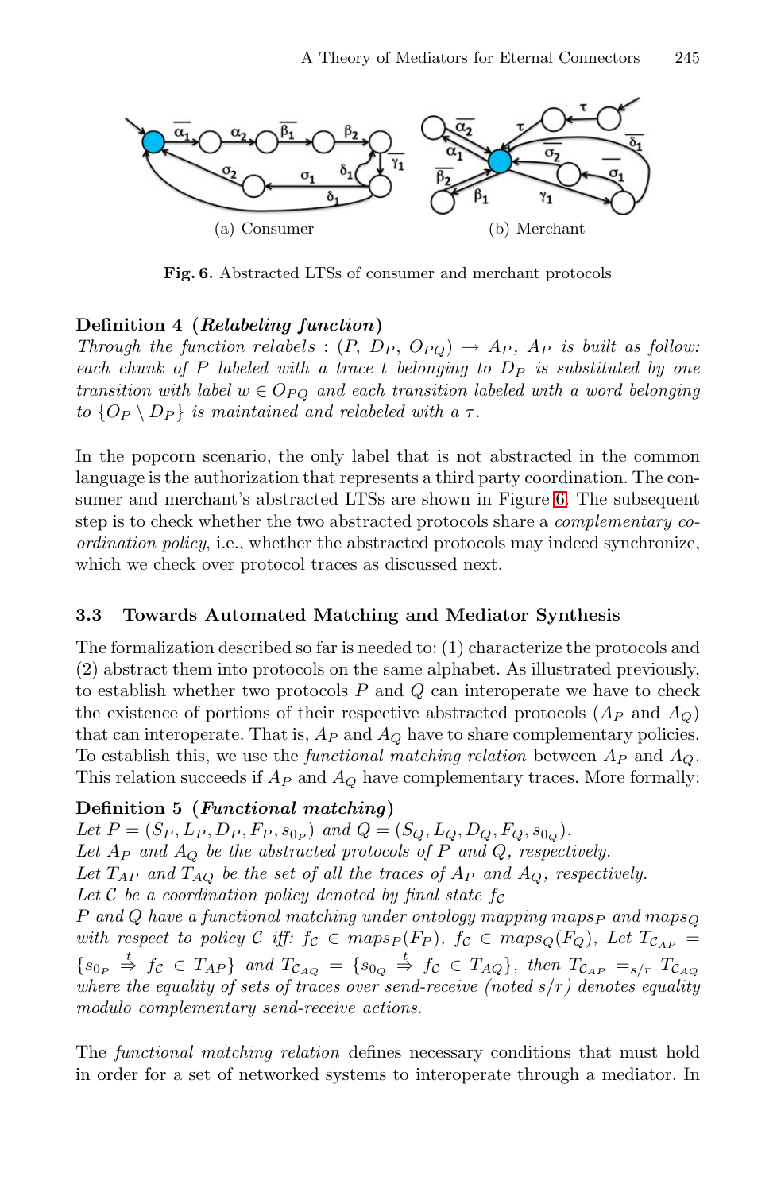(a) Consumer (b) Merchant

**Fig. 6.** Abstracted LTSs of consumer and merchant protocols

**Definition 4** ***(Relabeling function)***
*Through the function relabels : $(P,\, D_P,\, O_{PQ}) \rightarrow A_P$, $A_P$ is built as follow: each chunk of $P$ labeled with a trace $t$ belonging to $D_P$ is substituted by one transition with label $w \in O_{PQ}$ and each transition labeled with a word belonging to $\{O_P \setminus D_P\}$ is maintained and relabeled with a $\tau$.*

In the popcorn scenario, the only label that is not abstracted in the common language is the authorization that represents a third party coordination. The consumer and merchant's abstracted LTSs are shown in Figure 6. The subsequent step is to check whether the two abstracted protocols share a *complementary coordination policy*, i.e., whether the abstracted protocols may indeed synchronize, which we check over protocol traces as discussed next.

### 3.3 Towards Automated Matching and Mediator Synthesis

The formalization described so far is needed to: (1) characterize the protocols and (2) abstract them into protocols on the same alphabet. As illustrated previously, to establish whether two protocols $P$ and $Q$ can interoperate we have to check the existence of portions of their respective abstracted protocols ($A_P$ and $A_Q$) that can interoperate. That is, $A_P$ and $A_Q$ have to share complementary policies. To establish this, we use the *functional matching relation* between $A_P$ and $A_Q$. This relation succeeds if $A_P$ and $A_Q$ have complementary traces. More formally:

**Definition 5** ***(Functional matching)***
*Let $P = (S_P, L_P, D_P, F_P, s_{0_P})$ and $Q = (S_Q, L_Q, D_Q, F_Q, s_{0_Q})$.*
*Let $A_P$ and $A_Q$ be the abstracted protocols of $P$ and $Q$, respectively.*
*Let $T_{AP}$ and $T_{AQ}$ be the set of all the traces of $A_P$ and $A_Q$, respectively.*
*Let $\mathcal{C}$ be a coordination policy denoted by final state $f_{\mathcal{C}}$*
*$P$ and $Q$ have a functional matching under ontology mapping $maps_P$ and $maps_Q$ with respect to policy $\mathcal{C}$ iff: $f_{\mathcal{C}} \in maps_P(F_P)$, $f_{\mathcal{C}} \in maps_Q(F_Q)$, Let $T_{\mathcal{C}_{AP}} = \{s_{0_P} \stackrel{t}{\Rightarrow} f_{\mathcal{C}} \in T_{AP}\}$ and $T_{\mathcal{C}_{AQ}} = \{s_{0_Q} \stackrel{t}{\Rightarrow} f_{\mathcal{C}} \in T_{AQ}\}$, then $T_{\mathcal{C}_{AP}} =_{s/r} T_{\mathcal{C}_{AQ}}$ where the equality of sets of traces over send-receive (noted $s/r$) denotes equality modulo complementary send-receive actions.*

The *functional matching relation* defines necessary conditions that must hold in order for a set of networked systems to interoperate through a mediator. In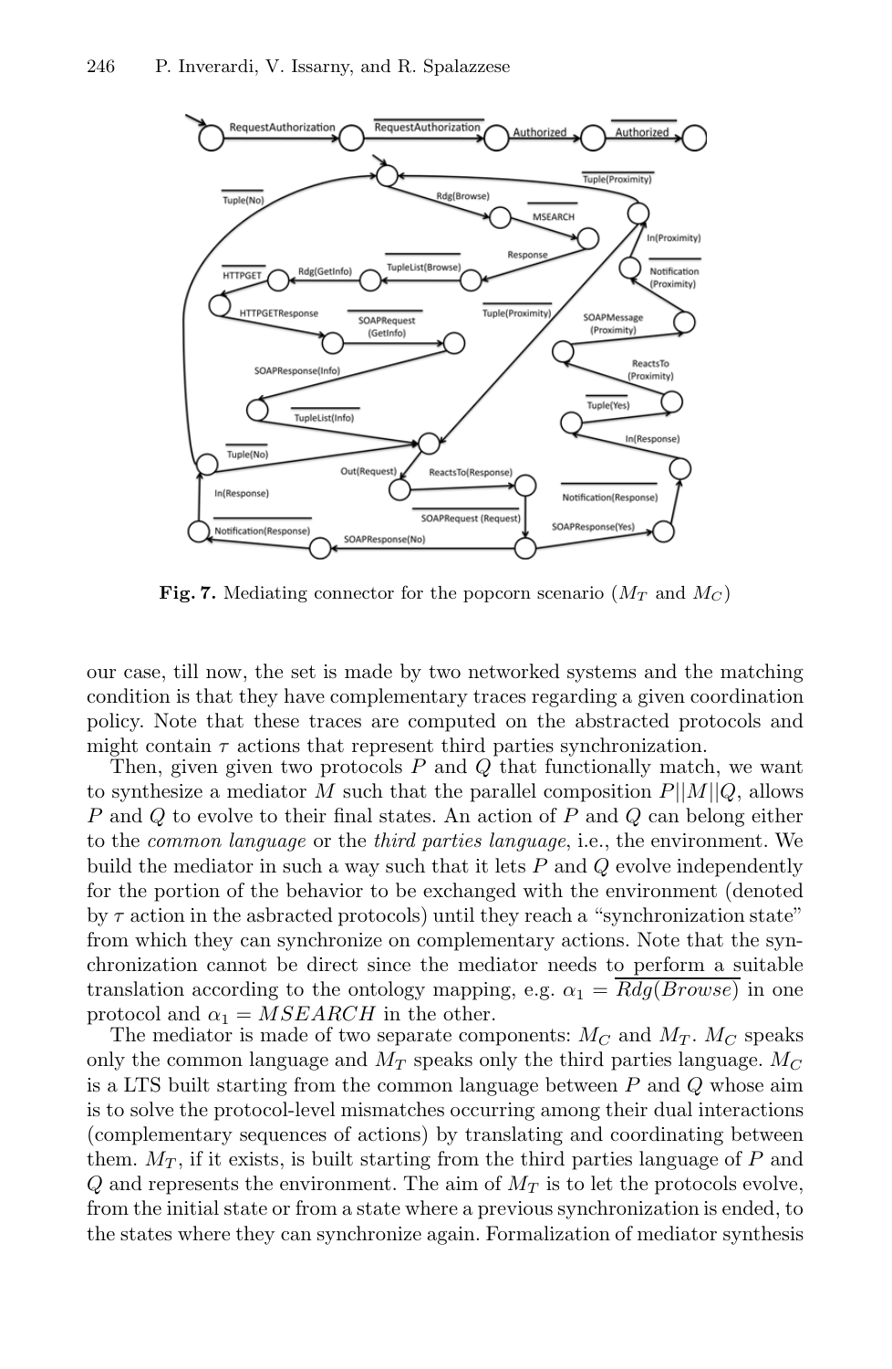**Fig. 7.** Mediating connector for the popcorn scenario ($M_T$ and $M_C$)

our case, till now, the set is made by two networked systems and the matching condition is that they have complementary traces regarding a given coordination policy. Note that these traces are computed on the abstracted protocols and might contain $\tau$ actions that represent third parties synchronization.

Then, given given two protocols $P$ and $Q$ that functionally match, we want to synthesize a mediator $M$ such that the parallel composition $P||M||Q$, allows $P$ and $Q$ to evolve to their final states. An action of $P$ and $Q$ can belong either to the *common language* or the *third parties language*, i.e., the environment. We build the mediator in such a way such that it lets $P$ and $Q$ evolve independently for the portion of the behavior to be exchanged with the environment (denoted by $\tau$ action in the asbracted protocols) until they reach a "synchronization state" from which they can synchronize on complementary actions. Note that the synchronization cannot be direct since the mediator needs to perform a suitable translation according to the ontology mapping, e.g. $\alpha_1 = \overline{Rdg(Browse)}$ in one protocol and $\alpha_1 = MSEARCH$ in the other.

The mediator is made of two separate components: $M_C$ and $M_T$. $M_C$ speaks only the common language and $M_T$ speaks only the third parties language. $M_C$ is a LTS built starting from the common language between $P$ and $Q$ whose aim is to solve the protocol-level mismatches occurring among their dual interactions (complementary sequences of actions) by translating and coordinating between them. $M_T$, if it exists, is built starting from the third parties language of $P$ and $Q$ and represents the environment. The aim of $M_T$ is to let the protocols evolve, from the initial state or from a state where a previous synchronization is ended, to the states where they can synchronize again. Formalization of mediator synthesis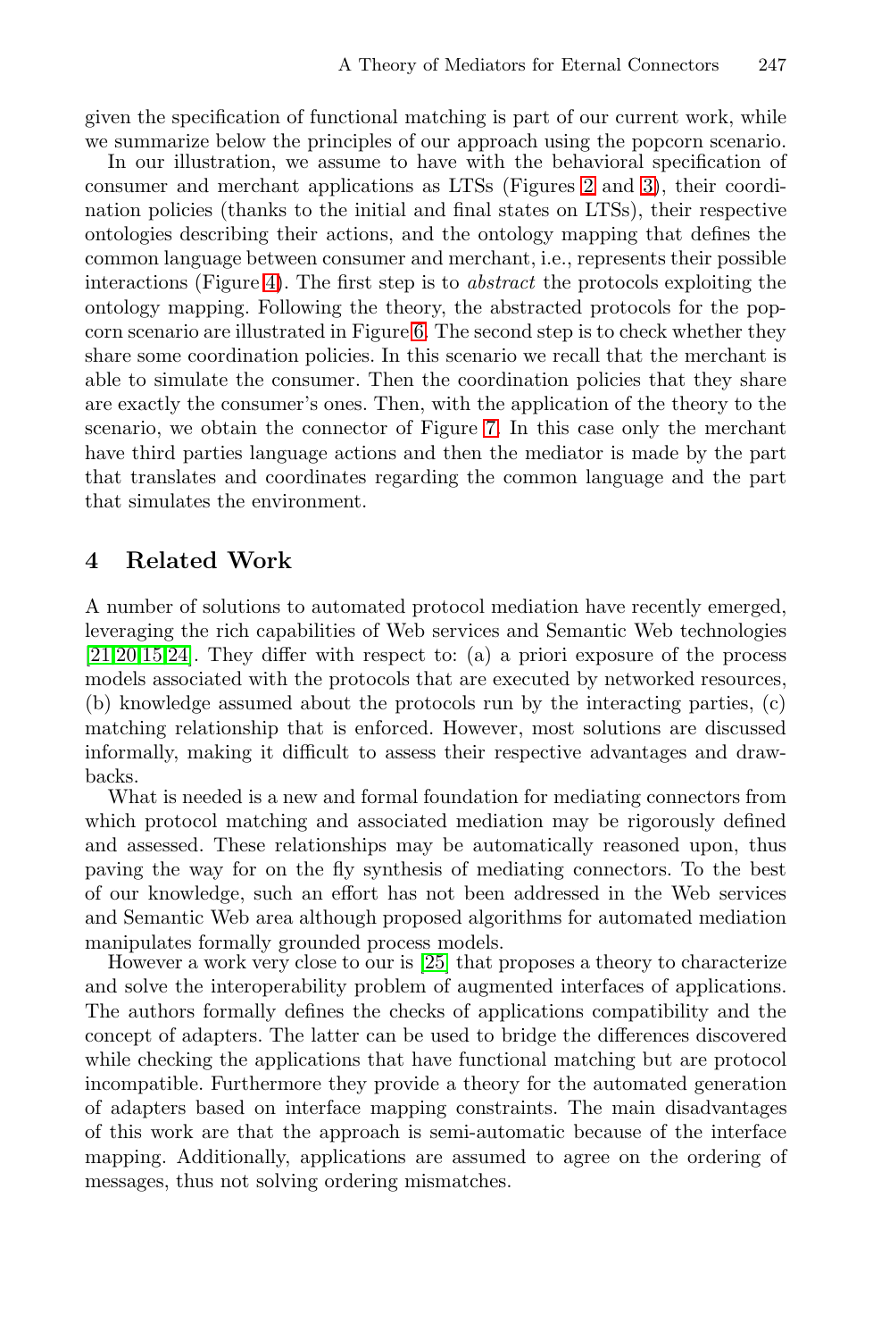given the specification of functional matching is part of our current work, while we summarize below the principles of our approach using the popcorn scenario.

In our illustration, we assume to have with the behavioral specification of consumer and merchant applications as LTSs (Figures 2 and 3), their coordination policies (thanks to the initial and final states on LTSs), their respective ontologies describing their actions, and the ontology mapping that defines the common language between consumer and merchant, i.e., represents their possible interactions (Figure 4). The first step is to *abstract* the protocols exploiting the ontology mapping. Following the theory, the abstracted protocols for the popcorn scenario are illustrated in Figure 6. The second step is to check whether they share some coordination policies. In this scenario we recall that the merchant is able to simulate the consumer. Then the coordination policies that they share are exactly the consumer's ones. Then, with the application of the theory to the scenario, we obtain the connector of Figure 7. In this case only the merchant have third parties language actions and then the mediator is made by the part that translates and coordinates regarding the common language and the part that simulates the environment.

## 4 Related Work

A number of solutions to automated protocol mediation have recently emerged, leveraging the rich capabilities of Web services and Semantic Web technologies [21,20,15,24]. They differ with respect to: (a) a priori exposure of the process models associated with the protocols that are executed by networked resources, (b) knowledge assumed about the protocols run by the interacting parties, (c) matching relationship that is enforced. However, most solutions are discussed informally, making it difficult to assess their respective advantages and drawbacks.

What is needed is a new and formal foundation for mediating connectors from which protocol matching and associated mediation may be rigorously defined and assessed. These relationships may be automatically reasoned upon, thus paving the way for on the fly synthesis of mediating connectors. To the best of our knowledge, such an effort has not been addressed in the Web services and Semantic Web area although proposed algorithms for automated mediation manipulates formally grounded process models.

However a work very close to our is [25] that proposes a theory to characterize and solve the interoperability problem of augmented interfaces of applications. The authors formally defines the checks of applications compatibility and the concept of adapters. The latter can be used to bridge the differences discovered while checking the applications that have functional matching but are protocol incompatible. Furthermore they provide a theory for the automated generation of adapters based on interface mapping constraints. The main disadvantages of this work are that the approach is semi-automatic because of the interface mapping. Additionally, applications are assumed to agree on the ordering of messages, thus not solving ordering mismatches.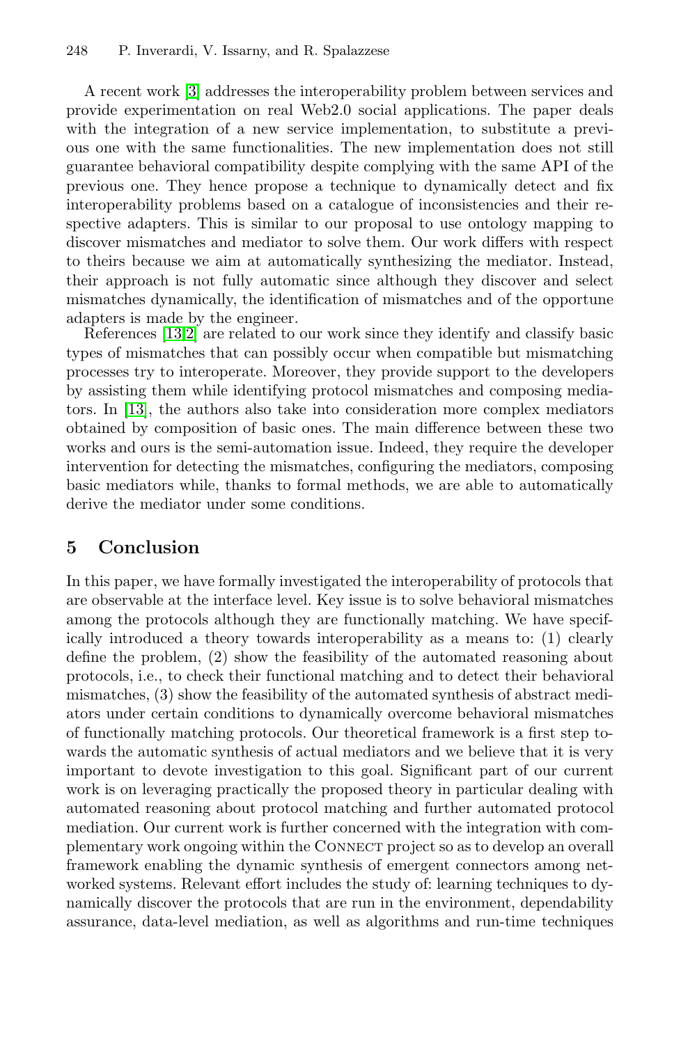A recent work [3] addresses the interoperability problem between services and provide experimentation on real Web2.0 social applications. The paper deals with the integration of a new service implementation, to substitute a previous one with the same functionalities. The new implementation does not still guarantee behavioral compatibility despite complying with the same API of the previous one. They hence propose a technique to dynamically detect and fix interoperability problems based on a catalogue of inconsistencies and their respective adapters. This is similar to our proposal to use ontology mapping to discover mismatches and mediator to solve them. Our work differs with respect to theirs because we aim at automatically synthesizing the mediator. Instead, their approach is not fully automatic since although they discover and select mismatches dynamically, the identification of mismatches and of the opportune adapters is made by the engineer.

References [13,2] are related to our work since they identify and classify basic types of mismatches that can possibly occur when compatible but mismatching processes try to interoperate. Moreover, they provide support to the developers by assisting them while identifying protocol mismatches and composing mediators. In [13], the authors also take into consideration more complex mediators obtained by composition of basic ones. The main difference between these two works and ours is the semi-automation issue. Indeed, they require the developer intervention for detecting the mismatches, configuring the mediators, composing basic mediators while, thanks to formal methods, we are able to automatically derive the mediator under some conditions.

## 5 Conclusion

In this paper, we have formally investigated the interoperability of protocols that are observable at the interface level. Key issue is to solve behavioral mismatches among the protocols although they are functionally matching. We have specifically introduced a theory towards interoperability as a means to: (1) clearly define the problem, (2) show the feasibility of the automated reasoning about protocols, i.e., to check their functional matching and to detect their behavioral mismatches, (3) show the feasibility of the automated synthesis of abstract mediators under certain conditions to dynamically overcome behavioral mismatches of functionally matching protocols. Our theoretical framework is a first step towards the automatic synthesis of actual mediators and we believe that it is very important to devote investigation to this goal. Significant part of our current work is on leveraging practically the proposed theory in particular dealing with automated reasoning about protocol matching and further automated protocol mediation. Our current work is further concerned with the integration with complementary work ongoing within the Connect project so as to develop an overall framework enabling the dynamic synthesis of emergent connectors among networked systems. Relevant effort includes the study of: learning techniques to dynamically discover the protocols that are run in the environment, dependability assurance, data-level mediation, as well as algorithms and run-time techniques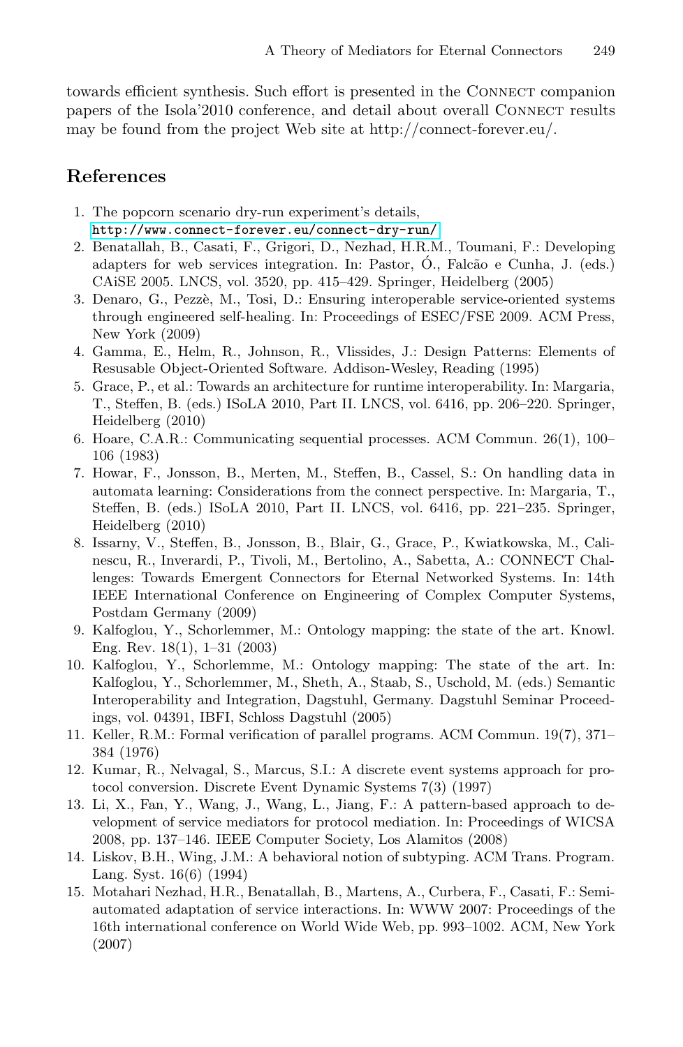towards efficient synthesis. Such effort is presented in the CONNECT companion papers of the Isola'2010 conference, and detail about overall CONNECT results may be found from the project Web site at http://connect-forever.eu/.

## References

1. The popcorn scenario dry-run experiment's details, http://www.connect-forever.eu/connect-dry-run/
2. Benatallah, B., Casati, F., Grigori, D., Nezhad, H.R.M., Toumani, F.: Developing adapters for web services integration. In: Pastor, Ó., Falcão e Cunha, J. (eds.) CAiSE 2005. LNCS, vol. 3520, pp. 415–429. Springer, Heidelberg (2005)
3. Denaro, G., Pezzè, M., Tosi, D.: Ensuring interoperable service-oriented systems through engineered self-healing. In: Proceedings of ESEC/FSE 2009. ACM Press, New York (2009)
4. Gamma, E., Helm, R., Johnson, R., Vlissides, J.: Design Patterns: Elements of Resusable Object-Oriented Software. Addison-Wesley, Reading (1995)
5. Grace, P., et al.: Towards an architecture for runtime interoperability. In: Margaria, T., Steffen, B. (eds.) ISoLA 2010, Part II. LNCS, vol. 6416, pp. 206–220. Springer, Heidelberg (2010)
6. Hoare, C.A.R.: Communicating sequential processes. ACM Commun. 26(1), 100–106 (1983)
7. Howar, F., Jonsson, B., Merten, M., Steffen, B., Cassel, S.: On handling data in automata learning: Considerations from the connect perspective. In: Margaria, T., Steffen, B. (eds.) ISoLA 2010, Part II. LNCS, vol. 6416, pp. 221–235. Springer, Heidelberg (2010)
8. Issarny, V., Steffen, B., Jonsson, B., Blair, G., Grace, P., Kwiatkowska, M., Calinescu, R., Inverardi, P., Tivoli, M., Bertolino, A., Sabetta, A.: CONNECT Challenges: Towards Emergent Connectors for Eternal Networked Systems. In: 14th IEEE International Conference on Engineering of Complex Computer Systems, Postdam Germany (2009)
9. Kalfoglou, Y., Schorlemmer, M.: Ontology mapping: the state of the art. Knowl. Eng. Rev. 18(1), 1–31 (2003)
10. Kalfoglou, Y., Schorlemme, M.: Ontology mapping: The state of the art. In: Kalfoglou, Y., Schorlemmer, M., Sheth, A., Staab, S., Uschold, M. (eds.) Semantic Interoperability and Integration, Dagstuhl, Germany. Dagstuhl Seminar Proceedings, vol. 04391, IBFI, Schloss Dagstuhl (2005)
11. Keller, R.M.: Formal verification of parallel programs. ACM Commun. 19(7), 371–384 (1976)
12. Kumar, R., Nelvagal, S., Marcus, S.I.: A discrete event systems approach for protocol conversion. Discrete Event Dynamic Systems 7(3) (1997)
13. Li, X., Fan, Y., Wang, J., Wang, L., Jiang, F.: A pattern-based approach to development of service mediators for protocol mediation. In: Proceedings of WICSA 2008, pp. 137–146. IEEE Computer Society, Los Alamitos (2008)
14. Liskov, B.H., Wing, J.M.: A behavioral notion of subtyping. ACM Trans. Program. Lang. Syst. 16(6) (1994)
15. Motahari Nezhad, H.R., Benatallah, B., Martens, A., Curbera, F., Casati, F.: Semi-automated adaptation of service interactions. In: WWW 2007: Proceedings of the 16th international conference on World Wide Web, pp. 993–1002. ACM, New York (2007)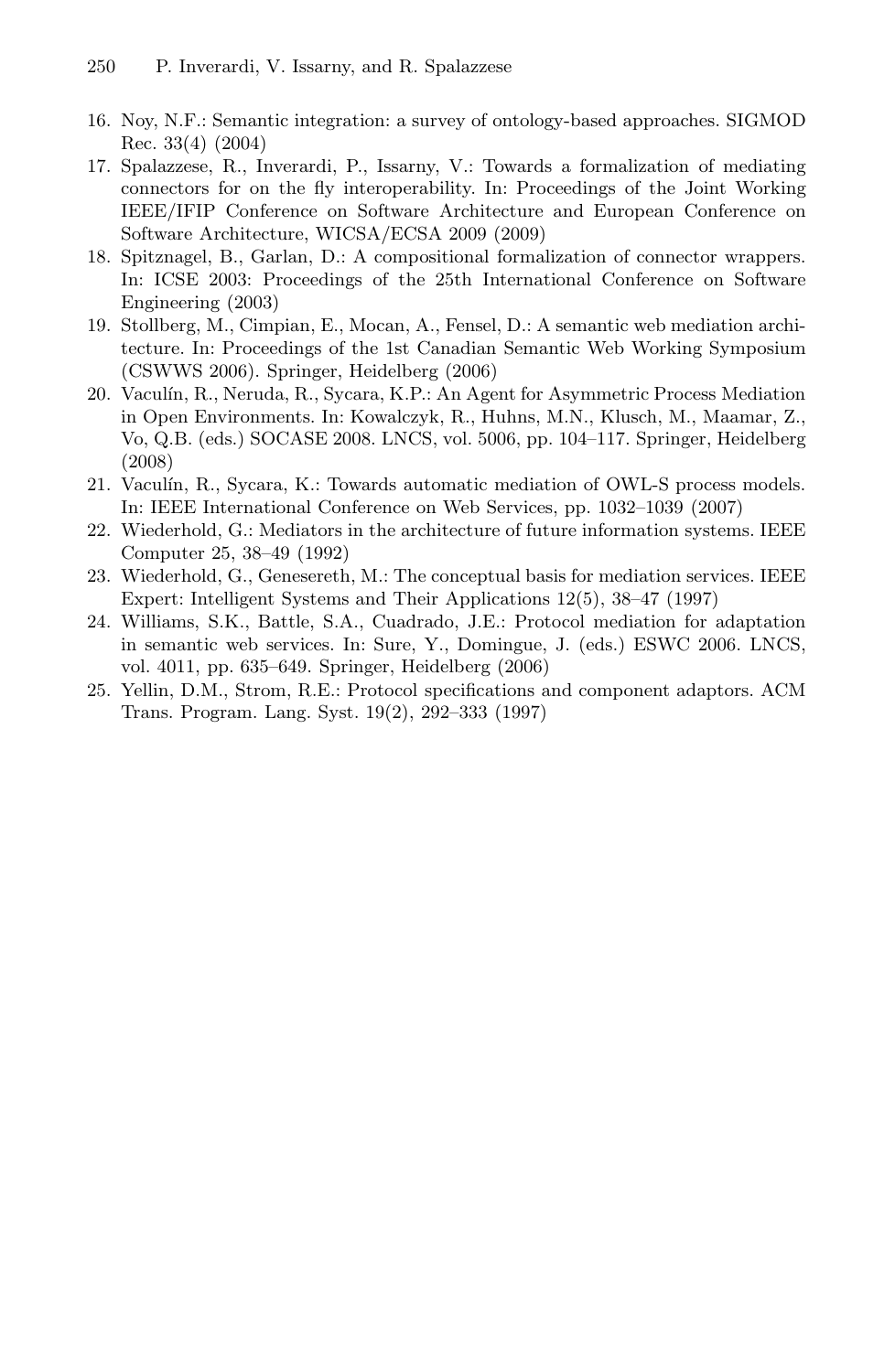16. Noy, N.F.: Semantic integration: a survey of ontology-based approaches. SIGMOD Rec. 33(4) (2004)
17. Spalazzese, R., Inverardi, P., Issarny, V.: Towards a formalization of mediating connectors for on the fly interoperability. In: Proceedings of the Joint Working IEEE/IFIP Conference on Software Architecture and European Conference on Software Architecture, WICSA/ECSA 2009 (2009)
18. Spitznagel, B., Garlan, D.: A compositional formalization of connector wrappers. In: ICSE 2003: Proceedings of the 25th International Conference on Software Engineering (2003)
19. Stollberg, M., Cimpian, E., Mocan, A., Fensel, D.: A semantic web mediation architecture. In: Proceedings of the 1st Canadian Semantic Web Working Symposium (CSWWS 2006). Springer, Heidelberg (2006)
20. Vaculín, R., Neruda, R., Sycara, K.P.: An Agent for Asymmetric Process Mediation in Open Environments. In: Kowalczyk, R., Huhns, M.N., Klusch, M., Maamar, Z., Vo, Q.B. (eds.) SOCASE 2008. LNCS, vol. 5006, pp. 104–117. Springer, Heidelberg (2008)
21. Vaculín, R., Sycara, K.: Towards automatic mediation of OWL-S process models. In: IEEE International Conference on Web Services, pp. 1032–1039 (2007)
22. Wiederhold, G.: Mediators in the architecture of future information systems. IEEE Computer 25, 38–49 (1992)
23. Wiederhold, G., Genesereth, M.: The conceptual basis for mediation services. IEEE Expert: Intelligent Systems and Their Applications 12(5), 38–47 (1997)
24. Williams, S.K., Battle, S.A., Cuadrado, J.E.: Protocol mediation for adaptation in semantic web services. In: Sure, Y., Domingue, J. (eds.) ESWC 2006. LNCS, vol. 4011, pp. 635–649. Springer, Heidelberg (2006)
25. Yellin, D.M., Strom, R.E.: Protocol specifications and component adaptors. ACM Trans. Program. Lang. Syst. 19(2), 292–333 (1997)